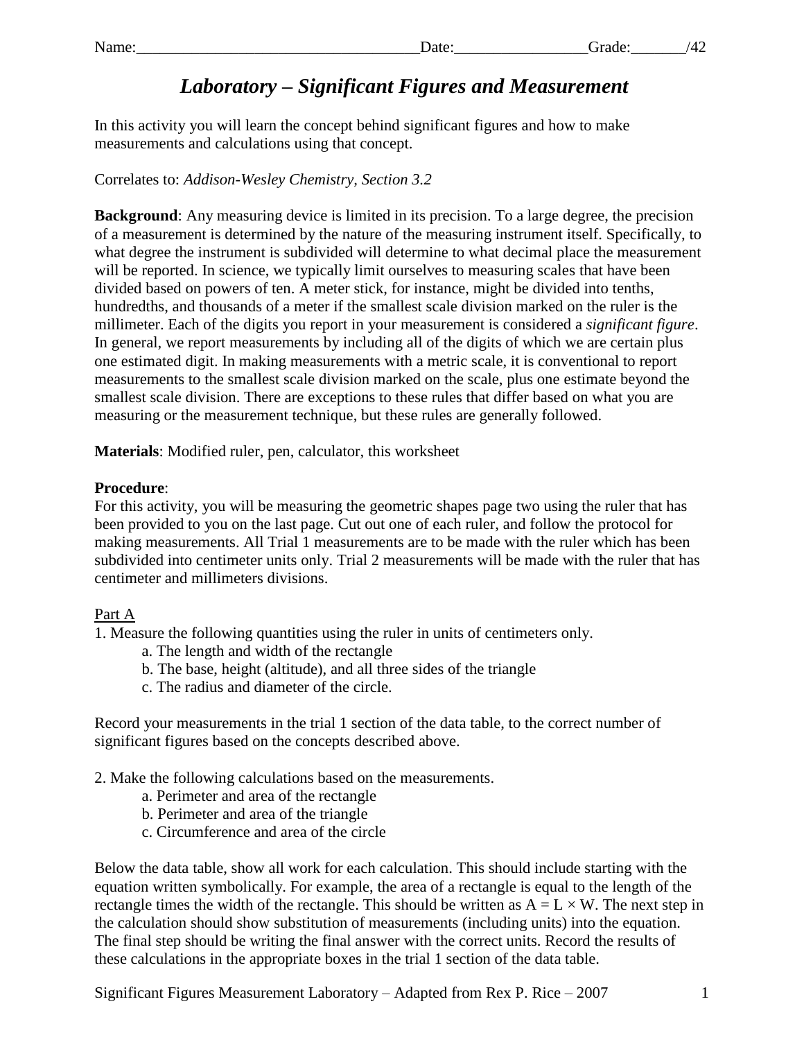Name:___________________________________Date:________________Grade:_______/42

# *Laboratory – Significant Figures and Measurement*

In this activity you will learn the concept behind significant figures and how to make measurements and calculations using that concept.

Correlates to: *Addison-Wesley Chemistry, Section 3.2*

**Background**: Any measuring device is limited in its precision. To a large degree, the precision of a measurement is determined by the nature of the measuring instrument itself. Specifically, to what degree the instrument is subdivided will determine to what decimal place the measurement will be reported. In science, we typically limit ourselves to measuring scales that have been divided based on powers of ten. A meter stick, for instance, might be divided into tenths, hundredths, and thousands of a meter if the smallest scale division marked on the ruler is the millimeter. Each of the digits you report in your measurement is considered a *significant figure*. In general, we report measurements by including all of the digits of which we are certain plus one estimated digit. In making measurements with a metric scale, it is conventional to report measurements to the smallest scale division marked on the scale, plus one estimate beyond the smallest scale division. There are exceptions to these rules that differ based on what you are measuring or the measurement technique, but these rules are generally followed.

**Materials**: Modified ruler, pen, calculator, this worksheet

**Procedure**:

For this activity, you will be measuring the geometric shapes page two using the ruler that has been provided to you on the last page. Cut out one of each ruler, and follow the protocol for making measurements. All Trial 1 measurements are to be made with the ruler which has been subdivided into centimeter units only. Trial 2 measurements will be made with the ruler that has centimeter and millimeters divisions.

<u>Part A</u>

1. Measure the following quantities using the ruler in units of centimeters only.
   a. The length and width of the rectangle
   b. The base, height (altitude), and all three sides of the triangle
   c. The radius and diameter of the circle.

Record your measurements in the trial 1 section of the data table, to the correct number of significant figures based on the concepts described above.

2. Make the following calculations based on the measurements.
   a. Perimeter and area of the rectangle
   b. Perimeter and area of the triangle
   c. Circumference and area of the circle

Below the data table, show all work for each calculation. This should include starting with the equation written symbolically. For example, the area of a rectangle is equal to the length of the rectangle times the width of the rectangle. This should be written as $A = L \times W$. The next step in the calculation should show substitution of measurements (including units) into the equation. The final step should be writing the final answer with the correct units. Record the results of these calculations in the appropriate boxes in the trial 1 section of the data table.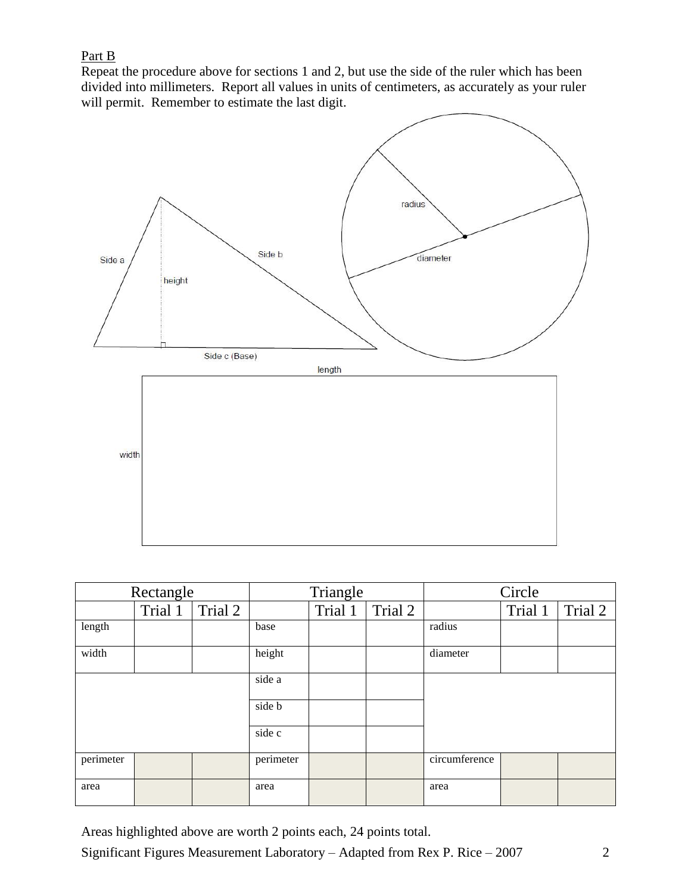Part B

Repeat the procedure above for sections 1 and 2, but use the side of the ruler which has been divided into millimeters. Report all values in units of centimeters, as accurately as your ruler will permit. Remember to estimate the last digit.

| Rectangle | | | Triangle | | | Circle | | |
|---|---|---|---|---|---|---|---|---|
| | Trial 1 | Trial 2 | | Trial 1 | Trial 2 | | Trial 1 | Trial 2 |
| length | | | base | | | radius | | |
| width | | | height | | | diameter | | |
| | | | side a | | | | | |
| | | | side b | | | | | |
| | | | side c | | | | | |
| perimeter | | | perimeter | | | circumference | | |
| area | | | area | | | area | | |

Areas highlighted above are worth 2 points each, 24 points total.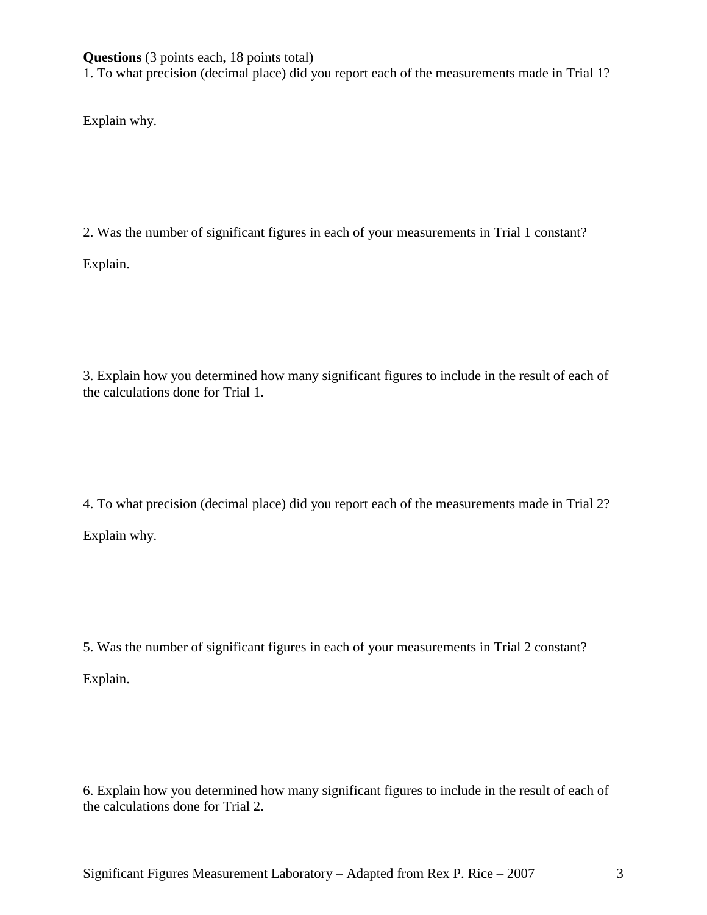**Questions** (3 points each, 18 points total)

1. To what precision (decimal place) did you report each of the measurements made in Trial 1?

Explain why.

2. Was the number of significant figures in each of your measurements in Trial 1 constant?

Explain.

3. Explain how you determined how many significant figures to include in the result of each of the calculations done for Trial 1.

4. To what precision (decimal place) did you report each of the measurements made in Trial 2?

Explain why.

5. Was the number of significant figures in each of your measurements in Trial 2 constant?

Explain.

6. Explain how you determined how many significant figures to include in the result of each of the calculations done for Trial 2.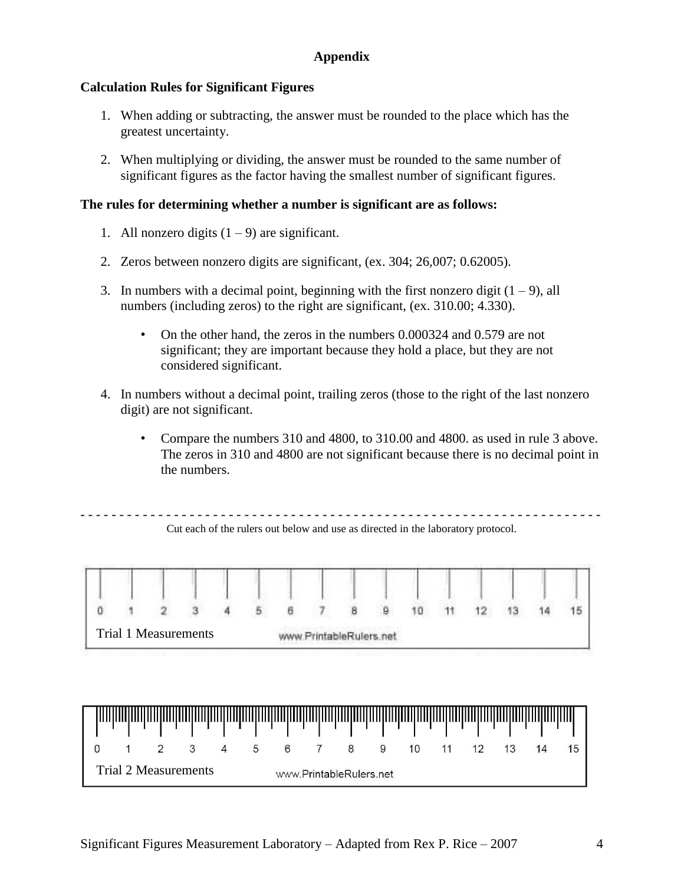## Appendix

**Calculation Rules for Significant Figures**

1. When adding or subtracting, the answer must be rounded to the place which has the greatest uncertainty.
2. When multiplying or dividing, the answer must be rounded to the same number of significant figures as the factor having the smallest number of significant figures.

**The rules for determining whether a number is significant are as follows:**

1. All nonzero digits (1 – 9) are significant.
2. Zeros between nonzero digits are significant, (ex. 304; 26,007; 0.62005).
3. In numbers with a decimal point, beginning with the first nonzero digit (1 – 9), all numbers (including zeros) to the right are significant, (ex. 310.00; 4.330).
   - On the other hand, the zeros in the numbers 0.000324 and 0.579 are not significant; they are important because they hold a place, but they are not considered significant.
4. In numbers without a decimal point, trailing zeros (those to the right of the last nonzero digit) are not significant.
   - Compare the numbers 310 and 4800, to 310.00 and 4800. as used in rule 3 above. The zeros in 310 and 4800 are not significant because there is no decimal point in the numbers.

- - - - - - - - - - - - - - - - - - - - - - - - - - - - - - - - - - - - - - - - - - - - - - - - - - - - - - - - - - - - - - - -

Cut each of the rulers out below and use as directed in the laboratory protocol.

0 1 2 3 4 5 6 7 8 9 10 11 12 13 14 15

Trial 1 Measurements

www.PrintableRulers.net

0 1 2 3 4 5 6 7 8 9 10 11 12 13 14 15

Trial 2 Measurements

www.PrintableRulers.net